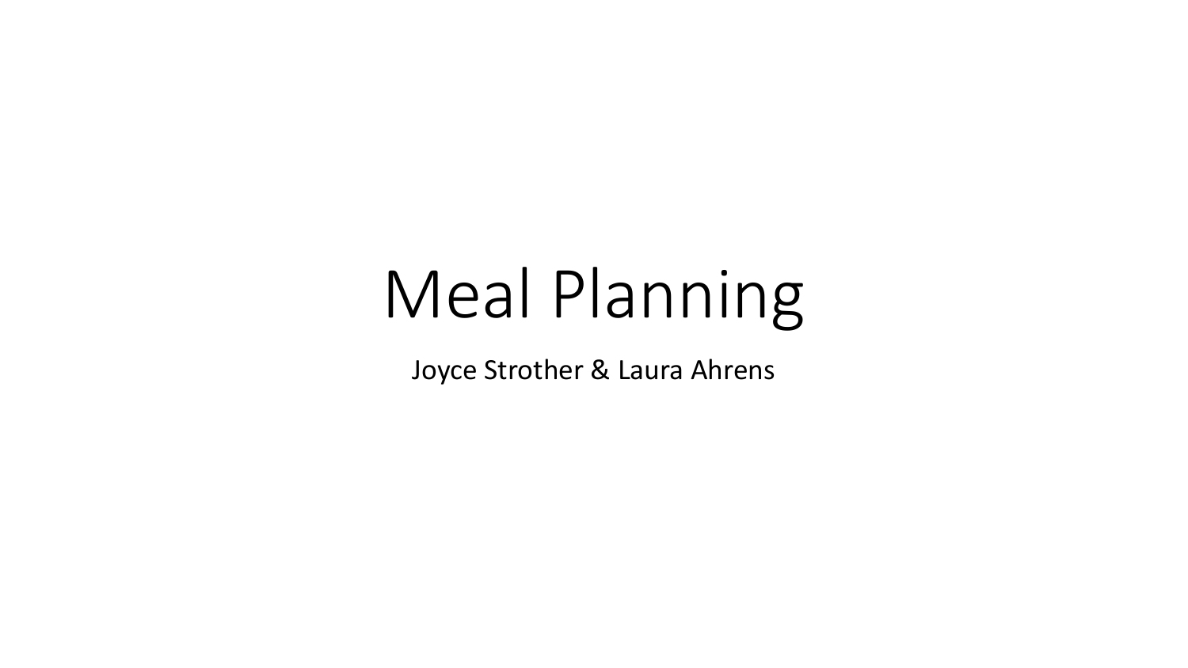# Meal Planning

Joyce Strother & Laura Ahrens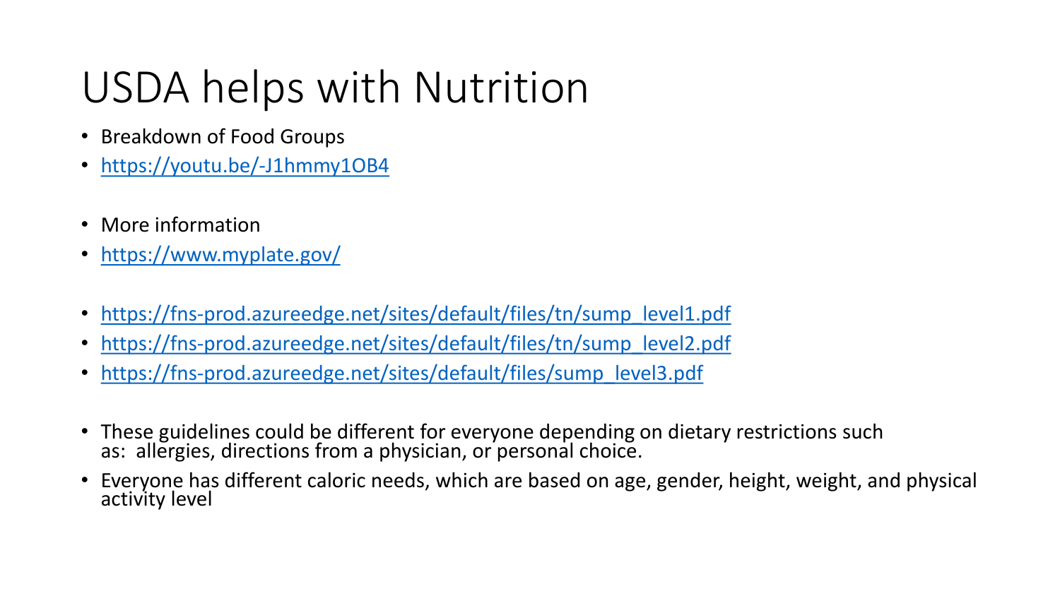# USDA helps with Nutrition

- Breakdown of Food Groups
- https://youtu.be/-J1hmmy1OB4

- More information
- https://www.myplate.gov/

- https://fns-prod.azureedge.net/sites/default/files/tn/sump_level1.pdf
- https://fns-prod.azureedge.net/sites/default/files/tn/sump_level2.pdf
- https://fns-prod.azureedge.net/sites/default/files/sump_level3.pdf

- These guidelines could be different for everyone depending on dietary restrictions such as: allergies, directions from a physician, or personal choice.
- Everyone has different caloric needs, which are based on age, gender, height, weight, and physical activity level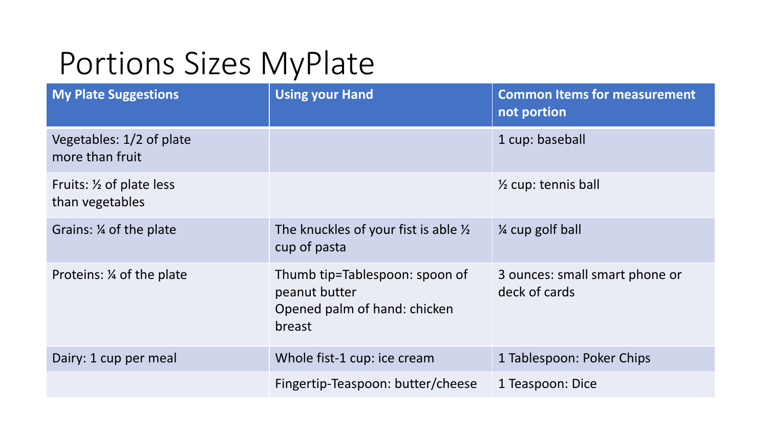# Portions Sizes MyPlate

| My Plate Suggestions | Using your Hand | Common Items for measurement not portion |
|---|---|---|
| Vegetables: 1/2 of plate more than fruit | | 1 cup: baseball |
| Fruits: ½ of plate less than vegetables | | ½ cup: tennis ball |
| Grains: ¼ of the plate | The knuckles of your fist is able ½ cup of pasta | ¼ cup golf ball |
| Proteins: ¼ of the plate | Thumb tip=Tablespoon: spoon of peanut butter<br>Opened palm of hand: chicken breast | 3 ounces: small smart phone or deck of cards |
| Dairy: 1 cup per meal | Whole fist-1 cup: ice cream | 1 Tablespoon: Poker Chips |
| | Fingertip-Teaspoon: butter/cheese | 1 Teaspoon: Dice |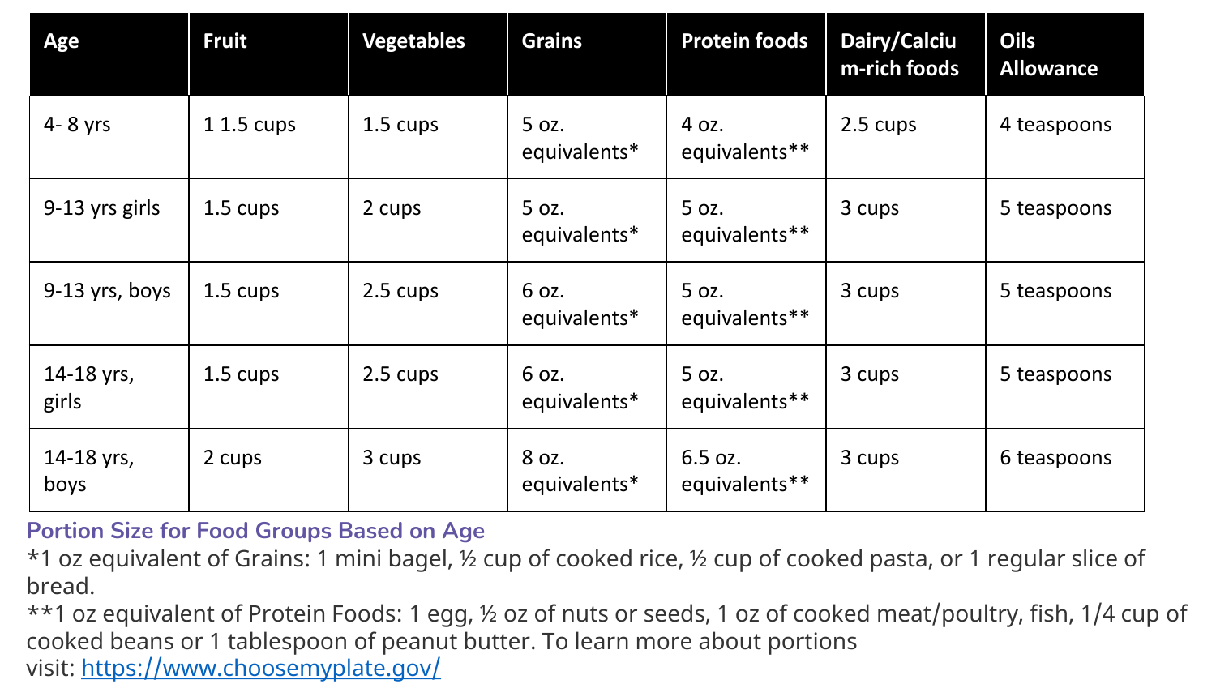| Age | Fruit | Vegetables | Grains | Protein foods | Dairy/Calcium-rich foods | Oils Allowance |
|---|---|---|---|---|---|---|
| 4- 8 yrs | 1 1.5 cups | 1.5 cups | 5 oz. equivalents* | 4 oz. equivalents** | 2.5 cups | 4 teaspoons |
| 9-13 yrs girls | 1.5 cups | 2 cups | 5 oz. equivalents* | 5 oz. equivalents** | 3 cups | 5 teaspoons |
| 9-13 yrs, boys | 1.5 cups | 2.5 cups | 6 oz. equivalents* | 5 oz. equivalents** | 3 cups | 5 teaspoons |
| 14-18 yrs, girls | 1.5 cups | 2.5 cups | 6 oz. equivalents* | 5 oz. equivalents** | 3 cups | 5 teaspoons |
| 14-18 yrs, boys | 2 cups | 3 cups | 8 oz. equivalents* | 6.5 oz. equivalents** | 3 cups | 6 teaspoons |

Portion Size for Food Groups Based on Age

*1 oz equivalent of Grains: 1 mini bagel, ½ cup of cooked rice, ½ cup of cooked pasta, or 1 regular slice of bread.

**1 oz equivalent of Protein Foods: 1 egg, ½ oz of nuts or seeds, 1 oz of cooked meat/poultry, fish, 1/4 cup of cooked beans or 1 tablespoon of peanut butter. To learn more about portions visit: [https://www.choosemyplate.gov/](https://www.choosemyplate.gov/)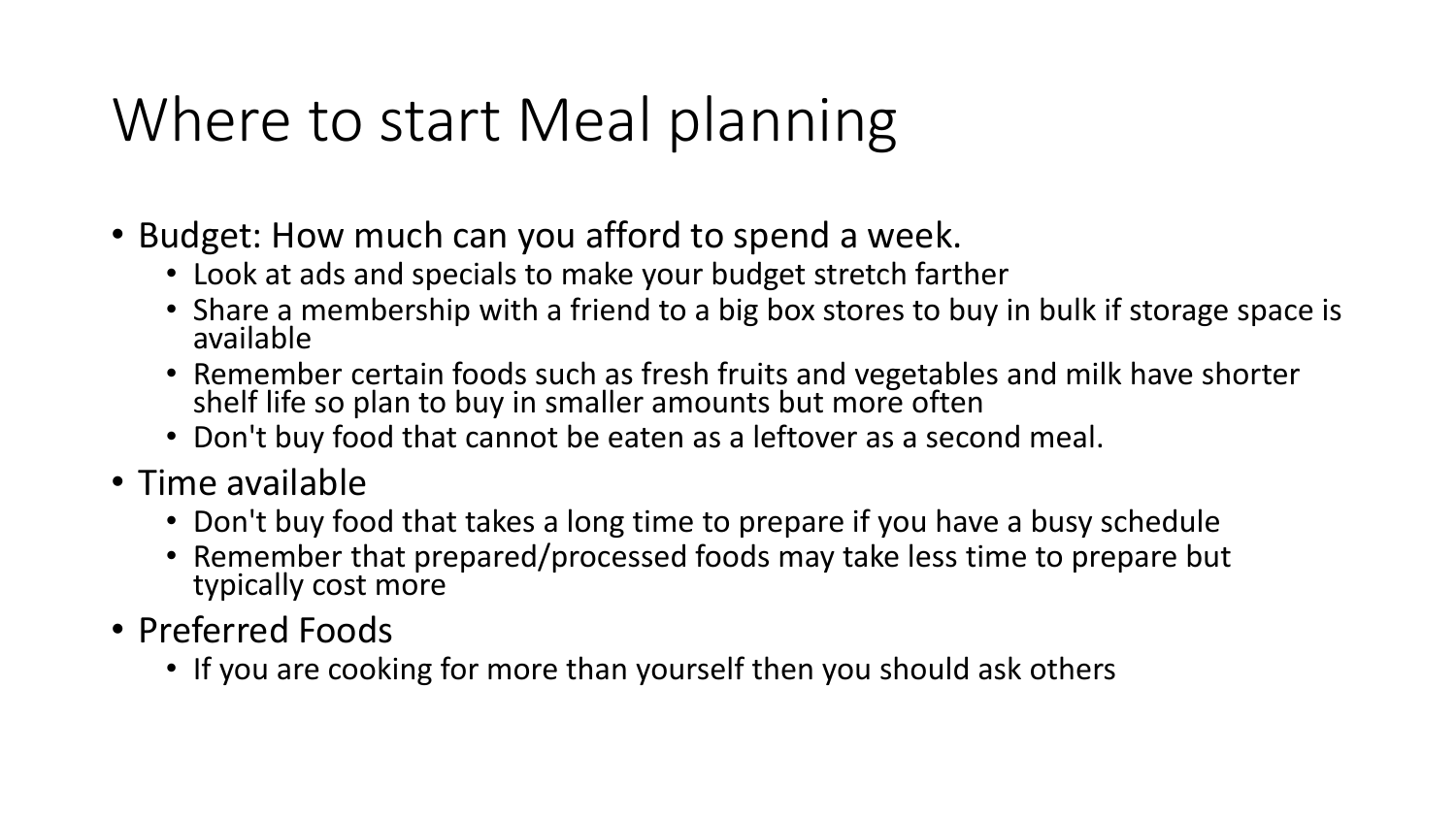# Where to start Meal planning

- Budget: How much can you afford to spend a week.
  - Look at ads and specials to make your budget stretch farther
  - Share a membership with a friend to a big box stores to buy in bulk if storage space is available
  - Remember certain foods such as fresh fruits and vegetables and milk have shorter shelf life so plan to buy in smaller amounts but more often
  - Don't buy food that cannot be eaten as a leftover as a second meal.
- Time available
  - Don't buy food that takes a long time to prepare if you have a busy schedule
  - Remember that prepared/processed foods may take less time to prepare but typically cost more
- Preferred Foods
  - If you are cooking for more than yourself then you should ask others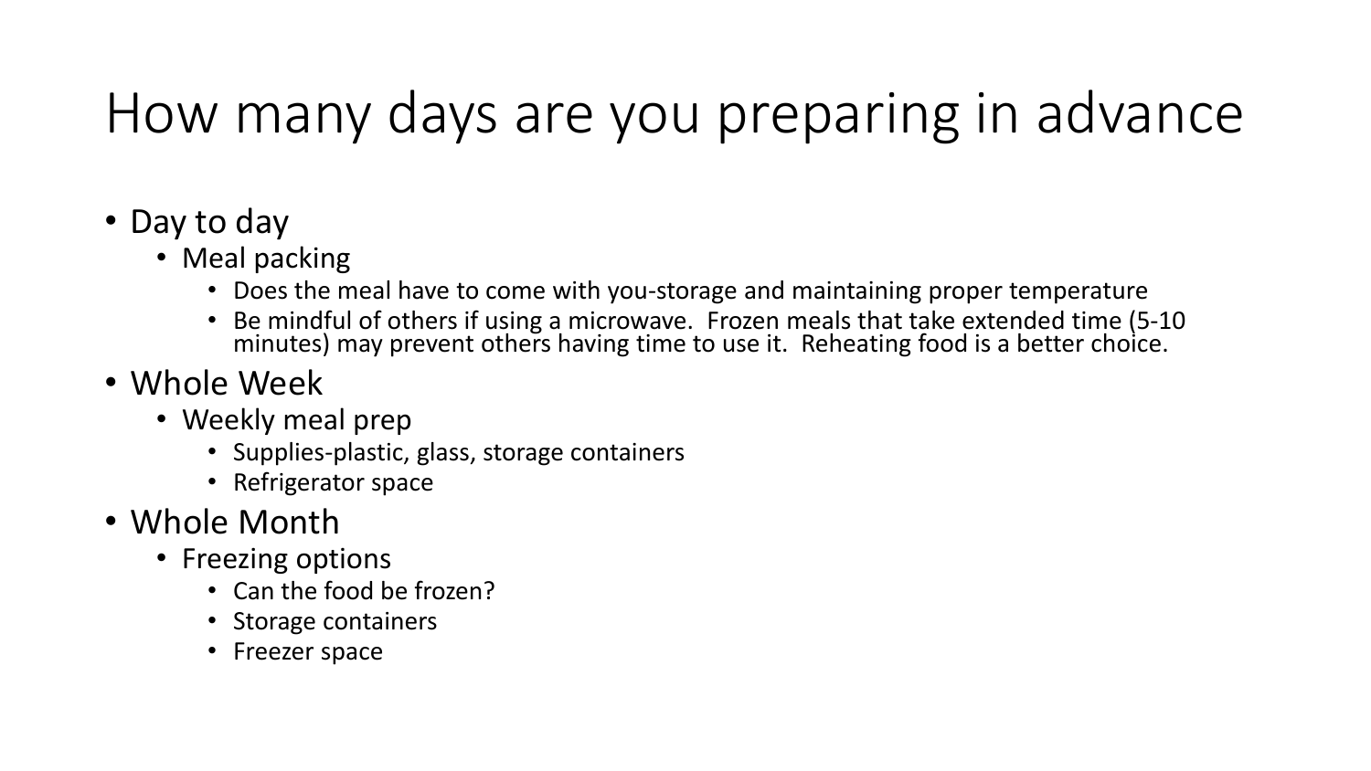# How many days are you preparing in advance

- Day to day
  - Meal packing
    - Does the meal have to come with you-storage and maintaining proper temperature
    - Be mindful of others if using a microwave. Frozen meals that take extended time (5-10 minutes) may prevent others having time to use it. Reheating food is a better choice.
- Whole Week
  - Weekly meal prep
    - Supplies-plastic, glass, storage containers
    - Refrigerator space
- Whole Month
  - Freezing options
    - Can the food be frozen?
    - Storage containers
    - Freezer space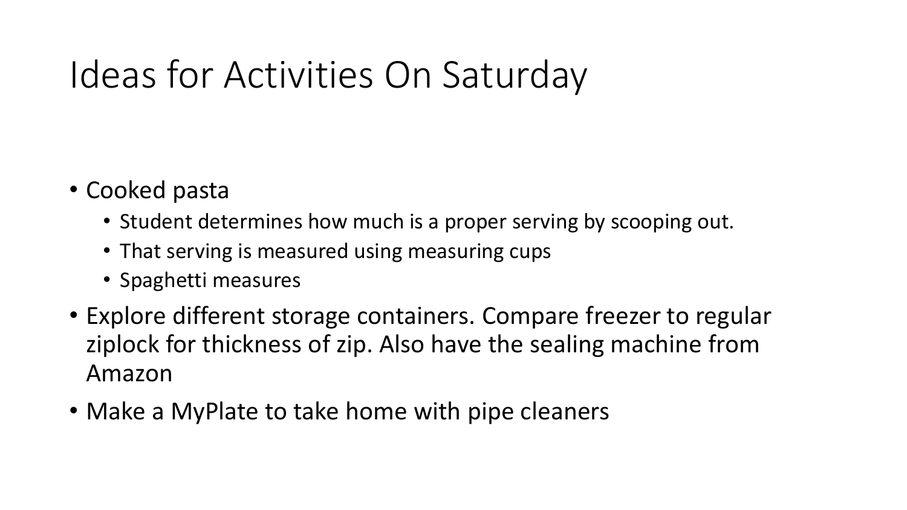# Ideas for Activities On Saturday

- Cooked pasta
  - Student determines how much is a proper serving by scooping out.
  - That serving is measured using measuring cups
  - Spaghetti measures
- Explore different storage containers. Compare freezer to regular ziplock for thickness of zip. Also have the sealing machine from Amazon
- Make a MyPlate to take home with pipe cleaners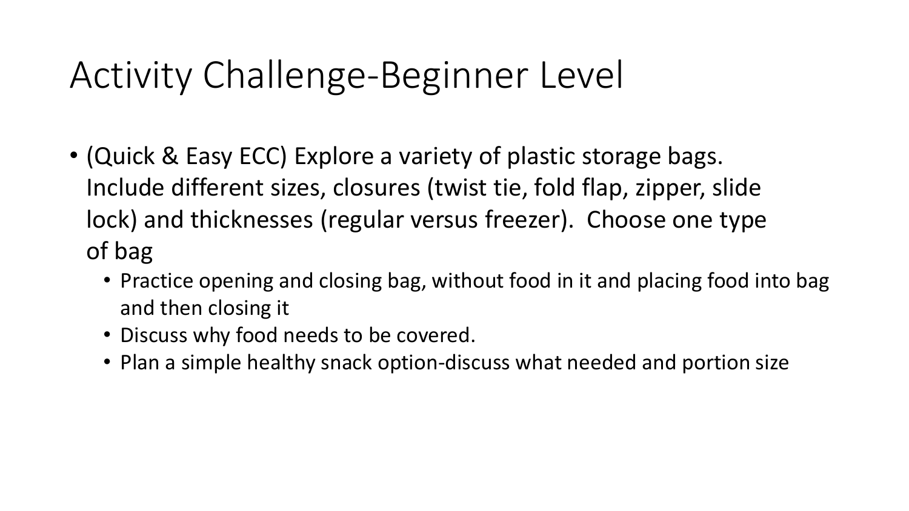# Activity Challenge-Beginner Level

- (Quick & Easy ECC) Explore a variety of plastic storage bags. Include different sizes, closures (twist tie, fold flap, zipper, slide lock) and thicknesses (regular versus freezer). Choose one type of bag
  - Practice opening and closing bag, without food in it and placing food into bag and then closing it
  - Discuss why food needs to be covered.
  - Plan a simple healthy snack option-discuss what needed and portion size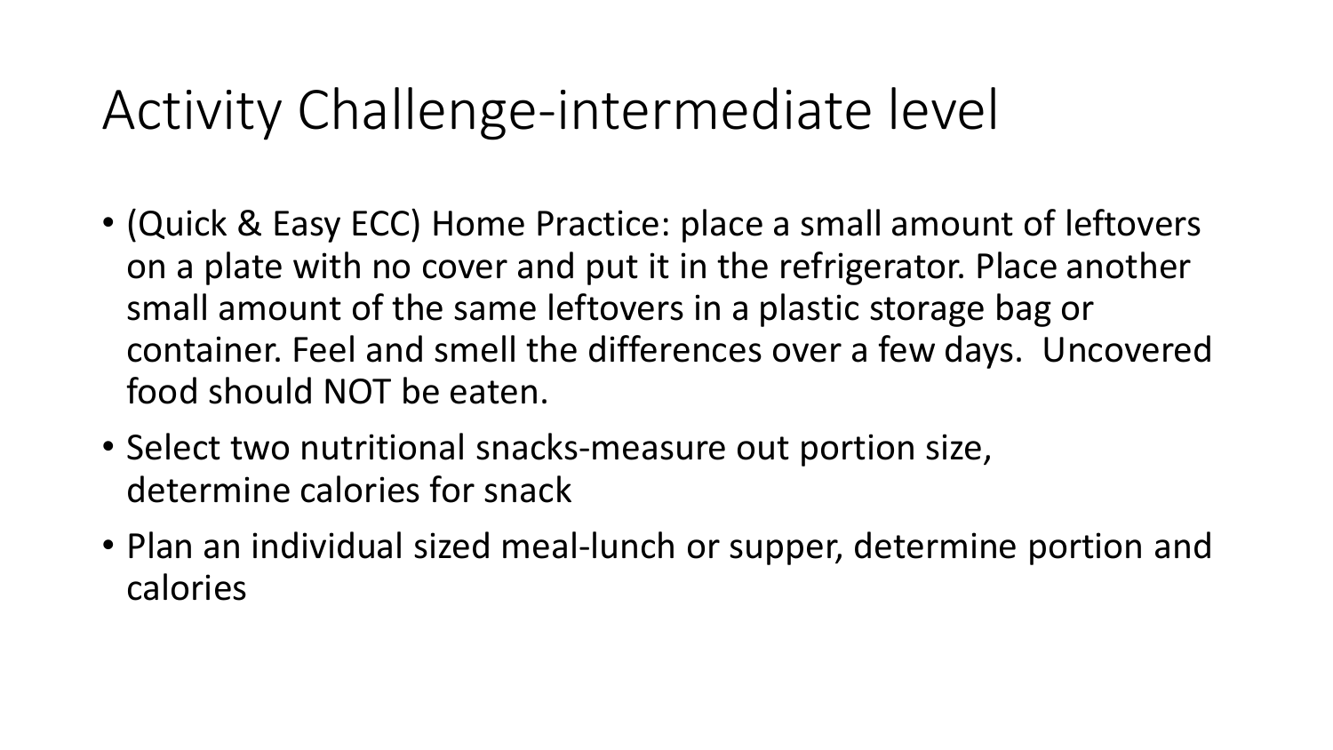# Activity Challenge-intermediate level

- (Quick & Easy ECC) Home Practice: place a small amount of leftovers on a plate with no cover and put it in the refrigerator. Place another small amount of the same leftovers in a plastic storage bag or container. Feel and smell the differences over a few days. Uncovered food should NOT be eaten.
- Select two nutritional snacks-measure out portion size, determine calories for snack
- Plan an individual sized meal-lunch or supper, determine portion and calories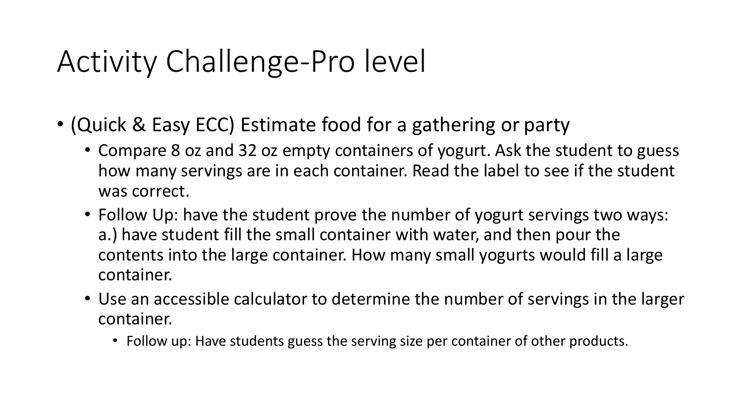# Activity Challenge-Pro level

- (Quick & Easy ECC) Estimate food for a gathering or party
  - Compare 8 oz and 32 oz empty containers of yogurt. Ask the student to guess how many servings are in each container. Read the label to see if the student was correct.
  - Follow Up: have the student prove the number of yogurt servings two ways: a.) have student fill the small container with water, and then pour the contents into the large container. How many small yogurts would fill a large container.
  - Use an accessible calculator to determine the number of servings in the larger container.
    - Follow up: Have students guess the serving size per container of other products.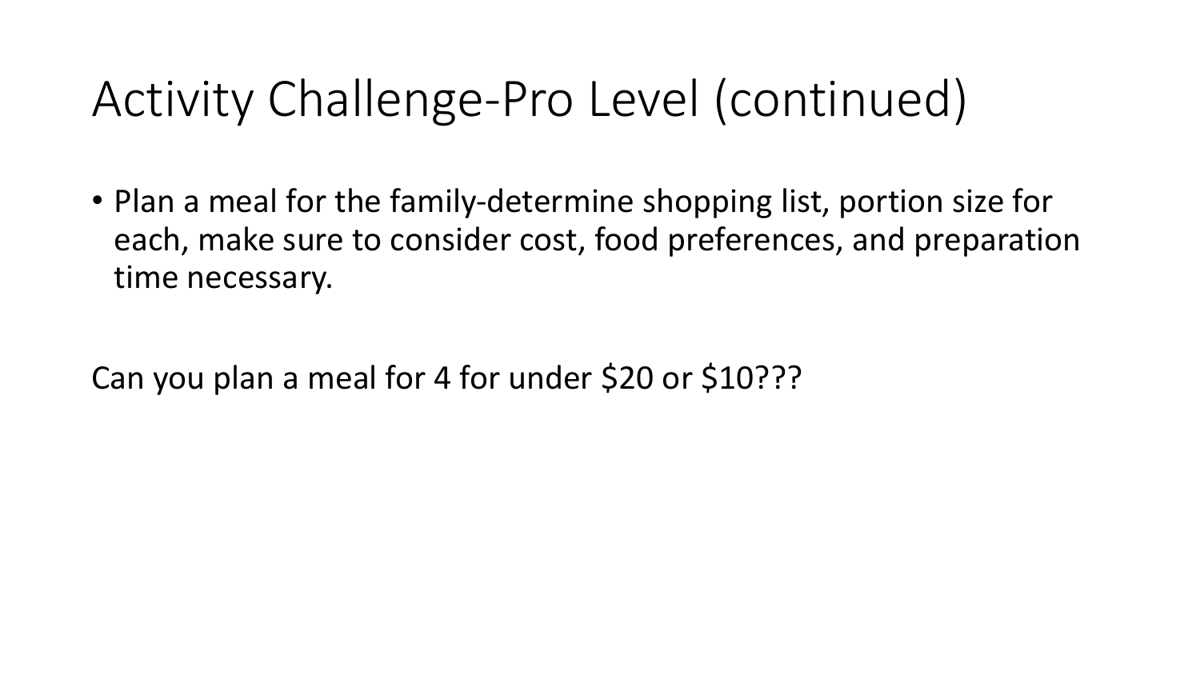# Activity Challenge-Pro Level (continued)

- Plan a meal for the family-determine shopping list, portion size for each, make sure to consider cost, food preferences, and preparation time necessary.

Can you plan a meal for 4 for under $20 or $10???